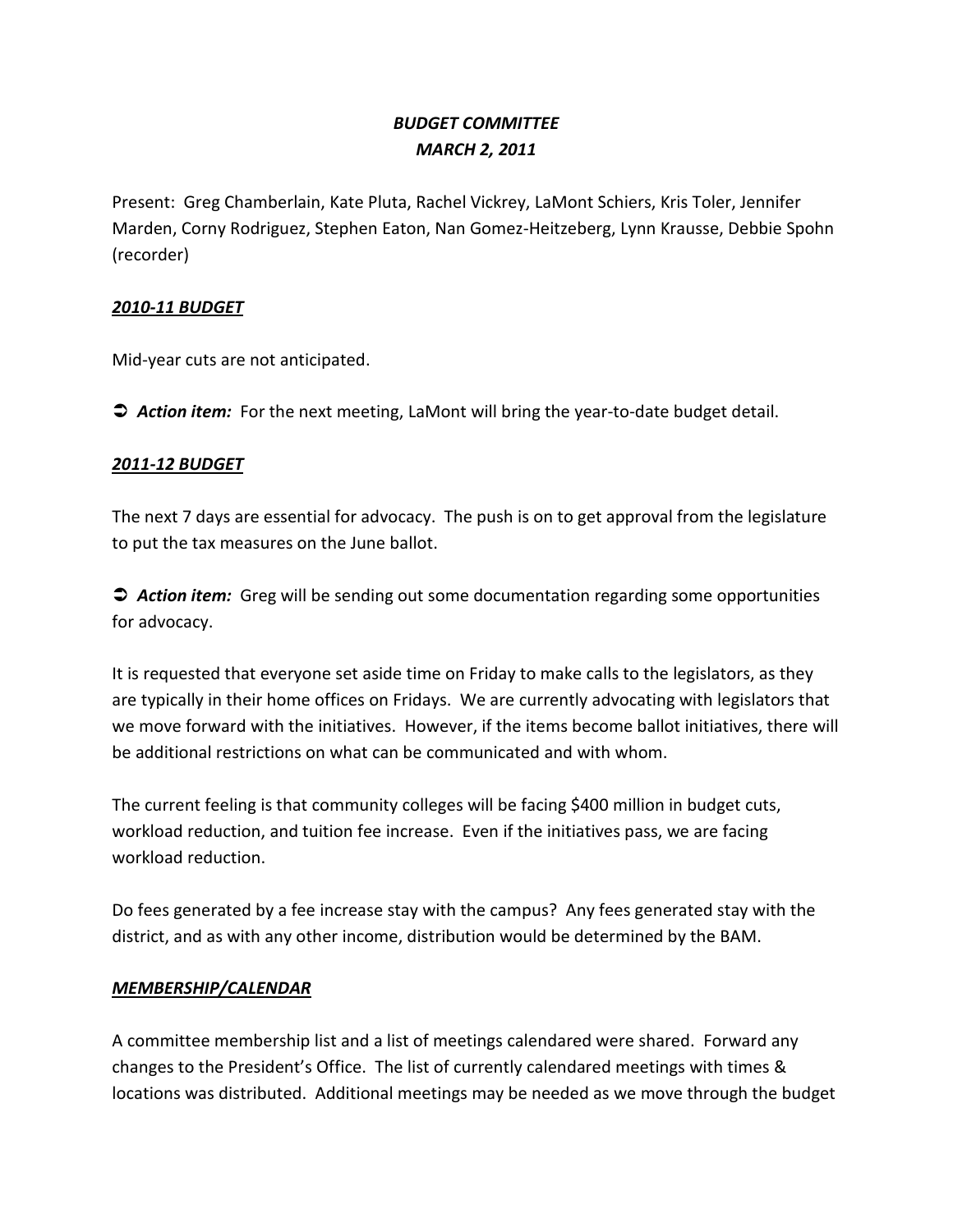# *BUDGET COMMITTEE*
# *MARCH 2, 2011*

Present: Greg Chamberlain, Kate Pluta, Rachel Vickrey, LaMont Schiers, Kris Toler, Jennifer Marden, Corny Rodriguez, Stephen Eaton, Nan Gomez-Heitzeberg, Lynn Krausse, Debbie Spohn (recorder)

## ***2010-11 BUDGET***

Mid-year cuts are not anticipated.

➲ ***Action item:*** For the next meeting, LaMont will bring the year-to-date budget detail.

## ***2011-12 BUDGET***

The next 7 days are essential for advocacy. The push is on to get approval from the legislature to put the tax measures on the June ballot.

➲ ***Action item:*** Greg will be sending out some documentation regarding some opportunities for advocacy.

It is requested that everyone set aside time on Friday to make calls to the legislators, as they are typically in their home offices on Fridays. We are currently advocating with legislators that we move forward with the initiatives. However, if the items become ballot initiatives, there will be additional restrictions on what can be communicated and with whom.

The current feeling is that community colleges will be facing $400 million in budget cuts, workload reduction, and tuition fee increase. Even if the initiatives pass, we are facing workload reduction.

Do fees generated by a fee increase stay with the campus? Any fees generated stay with the district, and as with any other income, distribution would be determined by the BAM.

## ***MEMBERSHIP/CALENDAR***

A committee membership list and a list of meetings calendared were shared. Forward any changes to the President's Office. The list of currently calendared meetings with times & locations was distributed. Additional meetings may be needed as we move through the budget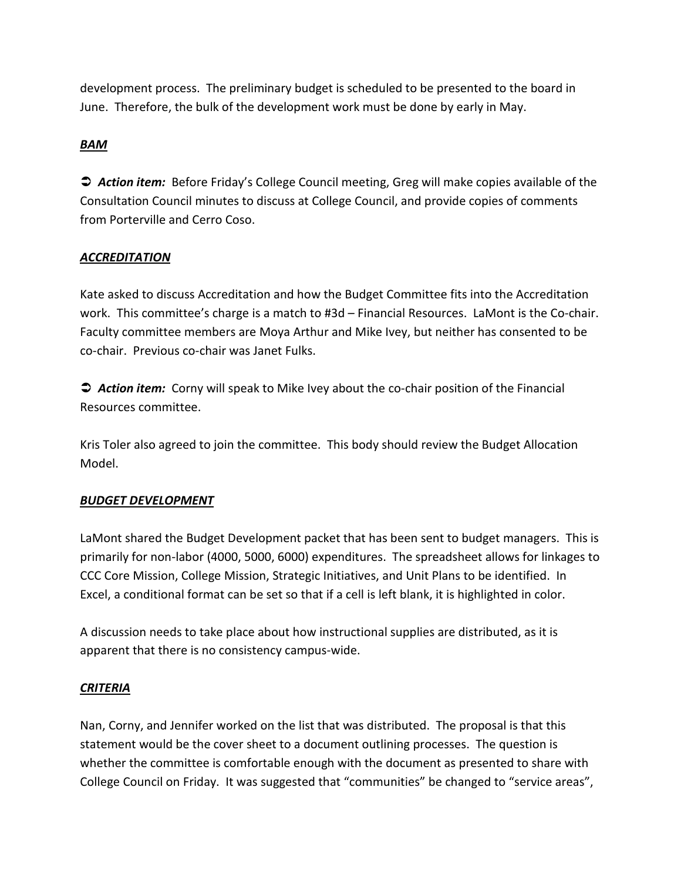development process. The preliminary budget is scheduled to be presented to the board in June. Therefore, the bulk of the development work must be done by early in May.

***BAM***

➲ ***Action item:*** Before Friday's College Council meeting, Greg will make copies available of the Consultation Council minutes to discuss at College Council, and provide copies of comments from Porterville and Cerro Coso.

***ACCREDITATION***

Kate asked to discuss Accreditation and how the Budget Committee fits into the Accreditation work. This committee's charge is a match to #3d – Financial Resources. LaMont is the Co-chair. Faculty committee members are Moya Arthur and Mike Ivey, but neither has consented to be co-chair. Previous co-chair was Janet Fulks.

➲ ***Action item:*** Corny will speak to Mike Ivey about the co-chair position of the Financial Resources committee.

Kris Toler also agreed to join the committee. This body should review the Budget Allocation Model.

***BUDGET DEVELOPMENT***

LaMont shared the Budget Development packet that has been sent to budget managers. This is primarily for non-labor (4000, 5000, 6000) expenditures. The spreadsheet allows for linkages to CCC Core Mission, College Mission, Strategic Initiatives, and Unit Plans to be identified. In Excel, a conditional format can be set so that if a cell is left blank, it is highlighted in color.

A discussion needs to take place about how instructional supplies are distributed, as it is apparent that there is no consistency campus-wide.

***CRITERIA***

Nan, Corny, and Jennifer worked on the list that was distributed. The proposal is that this statement would be the cover sheet to a document outlining processes. The question is whether the committee is comfortable enough with the document as presented to share with College Council on Friday. It was suggested that "communities" be changed to "service areas",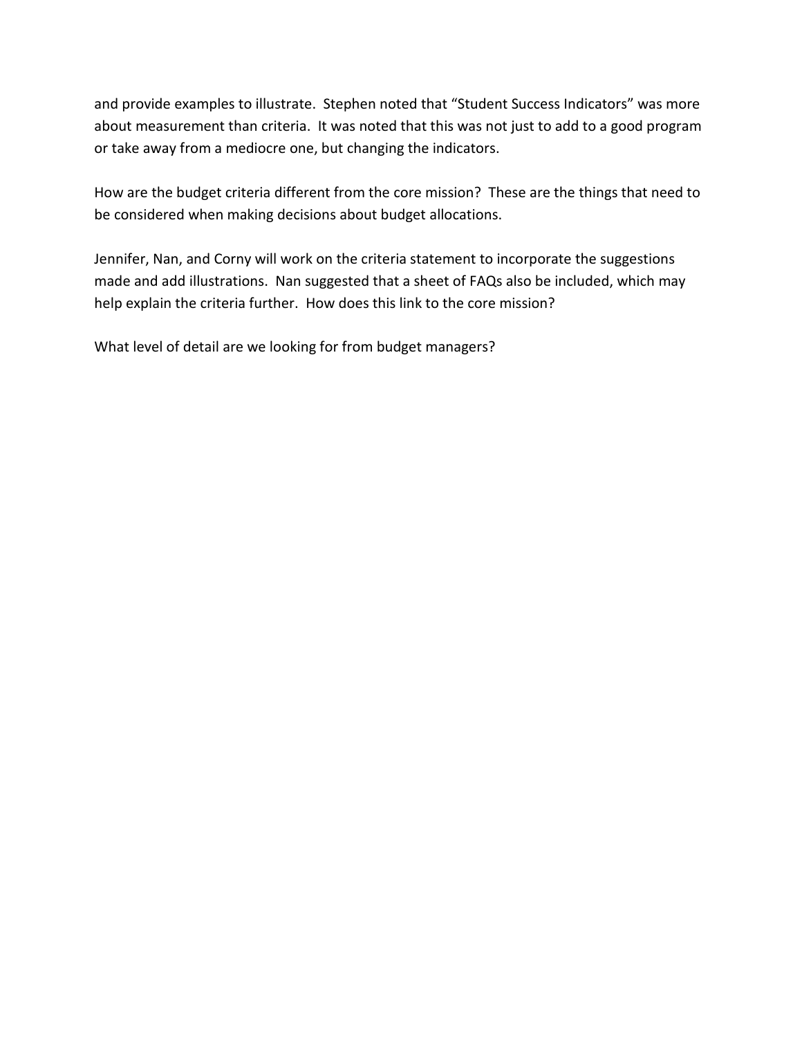and provide examples to illustrate. Stephen noted that "Student Success Indicators" was more about measurement than criteria. It was noted that this was not just to add to a good program or take away from a mediocre one, but changing the indicators.

How are the budget criteria different from the core mission? These are the things that need to be considered when making decisions about budget allocations.

Jennifer, Nan, and Corny will work on the criteria statement to incorporate the suggestions made and add illustrations. Nan suggested that a sheet of FAQs also be included, which may help explain the criteria further. How does this link to the core mission?

What level of detail are we looking for from budget managers?